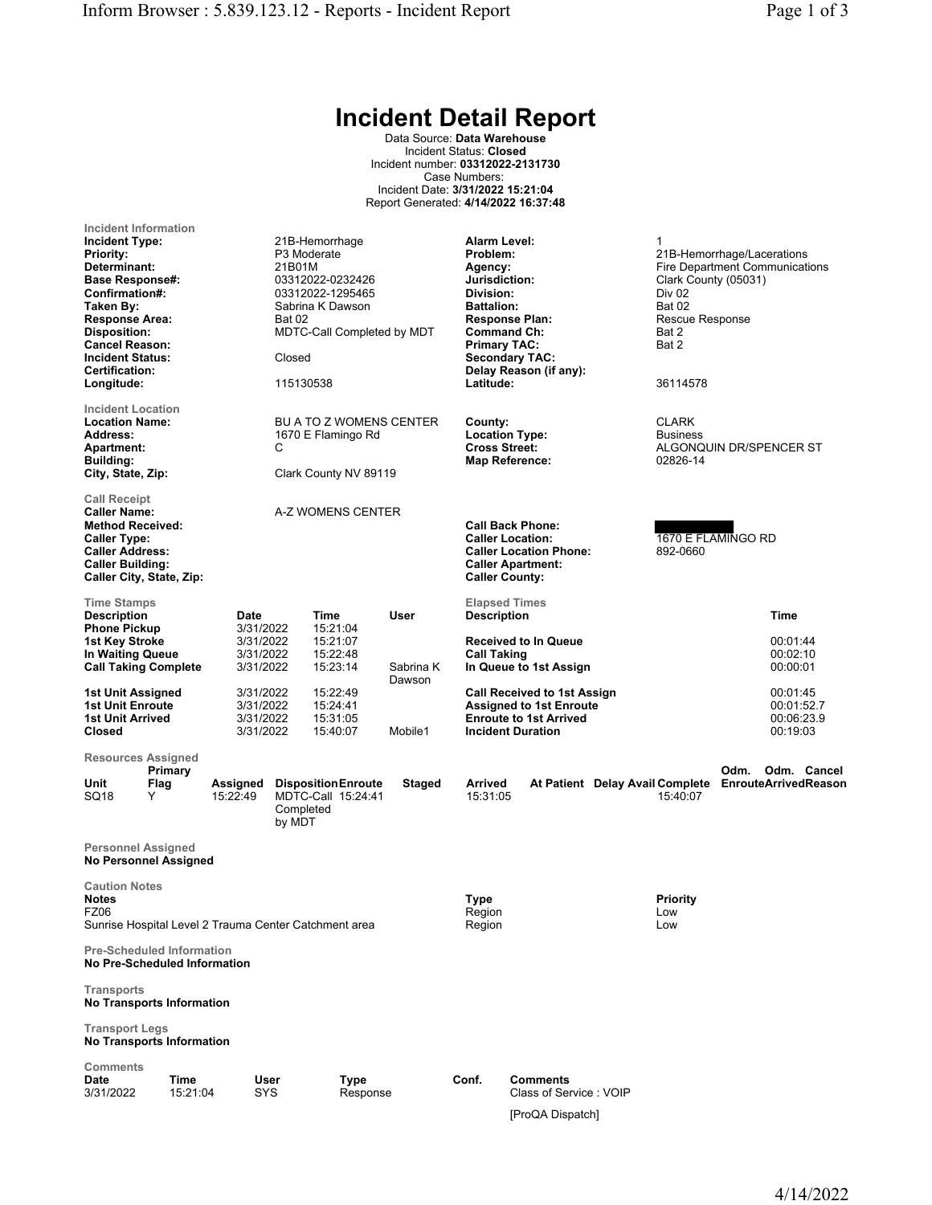# Incident Detail Report

Data Source: **Data Warehouse**
Incident Status: **Closed**
Incident number: **03312022-2131730**
Case Numbers:
Incident Date: **3/31/2022 15:21:04**
Report Generated: **4/14/2022 16:37:48**

## Incident Information

| | | | |
|---|---|---|---|
| **Incident Type:** | 21B-Hemorrhage | **Alarm Level:** | 1 |
| **Priority:** | P3 Moderate | **Problem:** | 21B-Hemorrhage/Lacerations |
| **Determinant:** | 21B01M | **Agency:** | Fire Department Communications |
| **Base Response#:** | 03312022-0232426 | **Jurisdiction:** | Clark County (05031) |
| **Confirmation#:** | 03312022-1295465 | **Division:** | Div 02 |
| **Taken By:** | Sabrina K Dawson | **Battalion:** | Bat 02 |
| **Response Area:** | Bat 02 | **Response Plan:** | Rescue Response |
| **Disposition:** | MDTC-Call Completed by MDT | **Command Ch:** | Bat 2 |
| **Cancel Reason:** | | **Primary TAC:** | Bat 2 |
| **Incident Status:** | Closed | **Secondary TAC:** | |
| **Certification:** | | **Delay Reason (if any):** | |
| **Longitude:** | 115130538 | **Latitude:** | 36114578 |

## Incident Location

| | | | |
|---|---|---|---|
| **Location Name:** | BU A TO Z WOMENS CENTER | **County:** | CLARK |
| **Address:** | 1670 E Flamingo Rd | **Location Type:** | Business |
| **Apartment:** | C | **Cross Street:** | ALGONQUIN DR/SPENCER ST |
| **Building:** | | **Map Reference:** | 02826-14 |
| **City, State, Zip:** | Clark County NV 89119 | | |

## Call Receipt

| | | | |
|---|---|---|---|
| **Caller Name:** | A-Z WOMENS CENTER | | |
| **Method Received:** | | **Call Back Phone:** | [REDACTED] |
| **Caller Type:** | | **Caller Location:** | 1670 E FLAMINGO RD |
| **Caller Address:** | | **Caller Location Phone:** | 892-0660 |
| **Caller Building:** | | **Caller Apartment:** | |
| **Caller City, State, Zip:** | | **Caller County:** | |

## Time Stamps

| Description | Date | Time | User |
|---|---|---|---|
| Phone Pickup | 3/31/2022 | 15:21:04 | |
| 1st Key Stroke | 3/31/2022 | 15:21:07 | |
| In Waiting Queue | 3/31/2022 | 15:22:48 | |
| Call Taking Complete | 3/31/2022 | 15:23:14 | Sabrina K Dawson |
| 1st Unit Assigned | 3/31/2022 | 15:22:49 | |
| 1st Unit Enroute | 3/31/2022 | 15:24:41 | |
| 1st Unit Arrived | 3/31/2022 | 15:31:05 | |
| Closed | 3/31/2022 | 15:40:07 | Mobile1 |

## Elapsed Times

| Description | Time |
|---|---|
| Received to In Queue | 00:01:44 |
| Call Taking | 00:02:10 |
| In Queue to 1st Assign | 00:00:01 |
| Call Received to 1st Assign | 00:01:45 |
| Assigned to 1st Enroute | 00:01:52.7 |
| Enroute to 1st Arrived | 00:06:23.9 |
| Incident Duration | 00:19:03 |

## Resources Assigned

| Unit | Primary Flag | Assigned | Disposition | Enroute | Staged | Arrived | At Patient | Delay Avail | Complete | Odm. Enroute | Odm. Arrived | Cancel Reason |
|---|---|---|---|---|---|---|---|---|---|---|---|---|
| SQ18 | Y | 15:22:49 | MDTC-Call Completed by MDT | 15:24:41 | | 15:31:05 | | | 15:40:07 | | | |

## Personnel Assigned

**No Personnel Assigned**

## Caution Notes

| Notes | Type | Priority |
|---|---|---|
| FZ06 | Region | Low |
| Sunrise Hospital Level 2 Trauma Center Catchment area | Region | Low |

## Pre-Scheduled Information

**No Pre-Scheduled Information**

## Transports

**No Transports Information**

## Transport Legs

**No Transports Information**

## Comments

| Date | Time | User | Type | Conf. | Comments |
|---|---|---|---|---|---|
| 3/31/2022 | 15:21:04 | SYS | Response | | Class of Service : VOIP<br><br>[ProQA Dispatch] |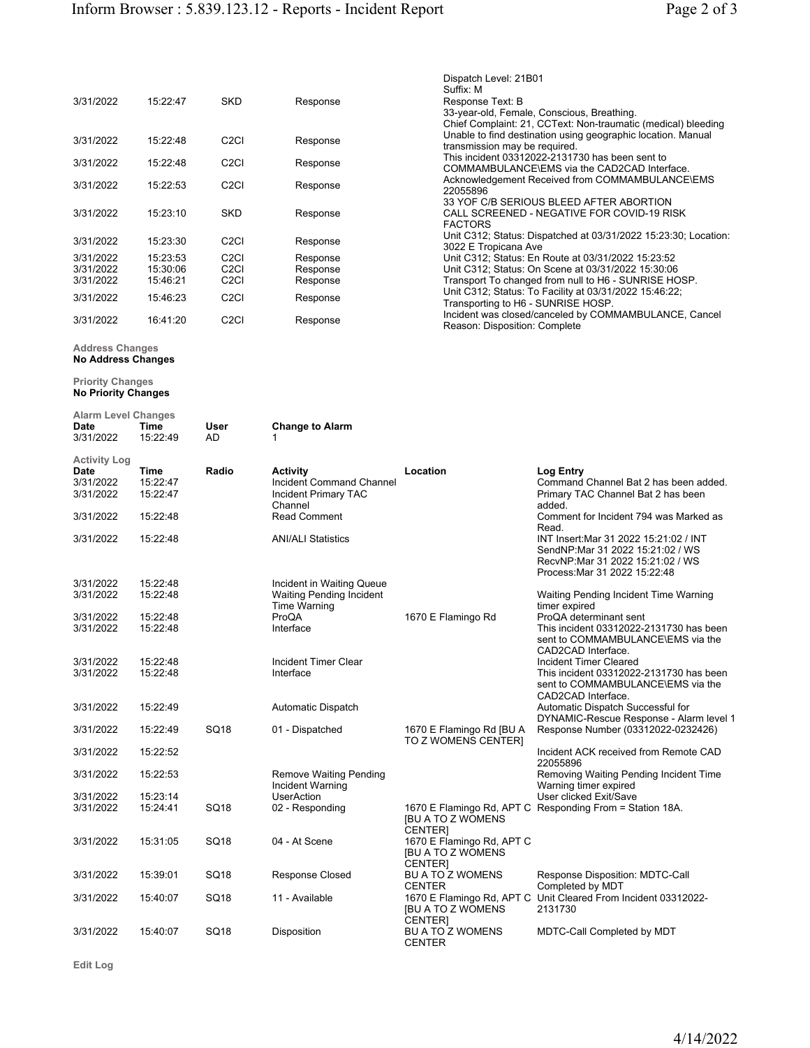| | | | | |
|---|---|---|---|---|
| | | | | Dispatch Level: 21B01 Suffix: M |
| 3/31/2022 | 15:22:47 | SKD | Response | Response Text: B 33-year-old, Female, Conscious, Breathing. Chief Complaint: 21, CCText: Non-traumatic (medical) bleeding |
| 3/31/2022 | 15:22:48 | C2CI | Response | Unable to find destination using geographic location. Manual transmission may be required. |
| 3/31/2022 | 15:22:48 | C2CI | Response | This incident 03312022-2131730 has been sent to COMMAMBULANCE\EMS via the CAD2CAD Interface. |
| 3/31/2022 | 15:22:53 | C2CI | Response | Acknowledgement Received from COMMAMBULANCE\EMS 22055896 |
| 3/31/2022 | 15:23:10 | SKD | Response | 33 YOF C/B SERIOUS BLEED AFTER ABORTION CALL SCREENED - NEGATIVE FOR COVID-19 RISK FACTORS |
| 3/31/2022 | 15:23:30 | C2CI | Response | Unit C312; Status: Dispatched at 03/31/2022 15:23:30; Location: 3022 E Tropicana Ave |
| 3/31/2022 | 15:23:53 | C2CI | Response | Unit C312; Status: En Route at 03/31/2022 15:23:52 |
| 3/31/2022 | 15:30:06 | C2CI | Response | Unit C312; Status: On Scene at 03/31/2022 15:30:06 |
| 3/31/2022 | 15:46:21 | C2CI | Response | Transport To changed from null to H6 - SUNRISE HOSP. |
| 3/31/2022 | 15:46:23 | C2CI | Response | Unit C312; Status: To Facility at 03/31/2022 15:46:22; Transporting to H6 - SUNRISE HOSP. |
| 3/31/2022 | 16:41:20 | C2CI | Response | Incident was closed/canceled by COMMAMBULANCE, Cancel Reason: Disposition: Complete |

**Address Changes**
**No Address Changes**

**Priority Changes**
**No Priority Changes**

**Alarm Level Changes**

| Date | Time | User | Change to Alarm |
|---|---|---|---|
| 3/31/2022 | 15:22:49 | AD | 1 |

**Activity Log**

| Date | Time | Radio | Activity | Location | Log Entry |
|---|---|---|---|---|---|
| 3/31/2022 | 15:22:47 | | Incident Command Channel | | Command Channel Bat 2 has been added. |
| 3/31/2022 | 15:22:47 | | Incident Primary TAC Channel | | Primary TAC Channel Bat 2 has been added. |
| 3/31/2022 | 15:22:48 | | Read Comment | | Comment for Incident 794 was Marked as Read. |
| 3/31/2022 | 15:22:48 | | ANI/ALI Statistics | | INT Insert:Mar 31 2022 15:21:02 / INT SendNP:Mar 31 2022 15:21:02 / WS RecvNP:Mar 31 2022 15:21:02 / WS Process:Mar 31 2022 15:22:48 |
| 3/31/2022 | 15:22:48 | | Incident in Waiting Queue | | |
| 3/31/2022 | 15:22:48 | | Waiting Pending Incident Time Warning | | Waiting Pending Incident Time Warning timer expired |
| 3/31/2022 | 15:22:48 | | ProQA | 1670 E Flamingo Rd | ProQA determinant sent |
| 3/31/2022 | 15:22:48 | | Interface | | This incident 03312022-2131730 has been sent to COMMAMBULANCE\EMS via the CAD2CAD Interface. |
| 3/31/2022 | 15:22:48 | | Incident Timer Clear | | Incident Timer Cleared |
| 3/31/2022 | 15:22:48 | | Interface | | This incident 03312022-2131730 has been sent to COMMAMBULANCE\EMS via the CAD2CAD Interface. |
| 3/31/2022 | 15:22:49 | | Automatic Dispatch | | Automatic Dispatch Successful for DYNAMIC-Rescue Response - Alarm level 1 |
| 3/31/2022 | 15:22:49 | SQ18 | 01 - Dispatched | 1670 E Flamingo Rd [BU A TO Z WOMENS CENTER] | Response Number (03312022-0232426) |
| 3/31/2022 | 15:22:52 | | | | Incident ACK received from Remote CAD 22055896 |
| 3/31/2022 | 15:22:53 | | Remove Waiting Pending Incident Warning | | Removing Waiting Pending Incident Time Warning timer expired |
| 3/31/2022 | 15:23:14 | | UserAction | | User clicked Exit/Save |
| 3/31/2022 | 15:24:41 | SQ18 | 02 - Responding | 1670 E Flamingo Rd, APT C [BU A TO Z WOMENS CENTER] | Responding From = Station 18A. |
| 3/31/2022 | 15:31:05 | SQ18 | 04 - At Scene | 1670 E Flamingo Rd, APT C [BU A TO Z WOMENS CENTER] | |
| 3/31/2022 | 15:39:01 | SQ18 | Response Closed | BU A TO Z WOMENS CENTER | Response Disposition: MDTC-Call Completed by MDT |
| 3/31/2022 | 15:40:07 | SQ18 | 11 - Available | 1670 E Flamingo Rd, APT C [BU A TO Z WOMENS CENTER] | Unit Cleared From Incident 03312022-2131730 |
| 3/31/2022 | 15:40:07 | SQ18 | Disposition | BU A TO Z WOMENS CENTER | MDTC-Call Completed by MDT |

**Edit Log**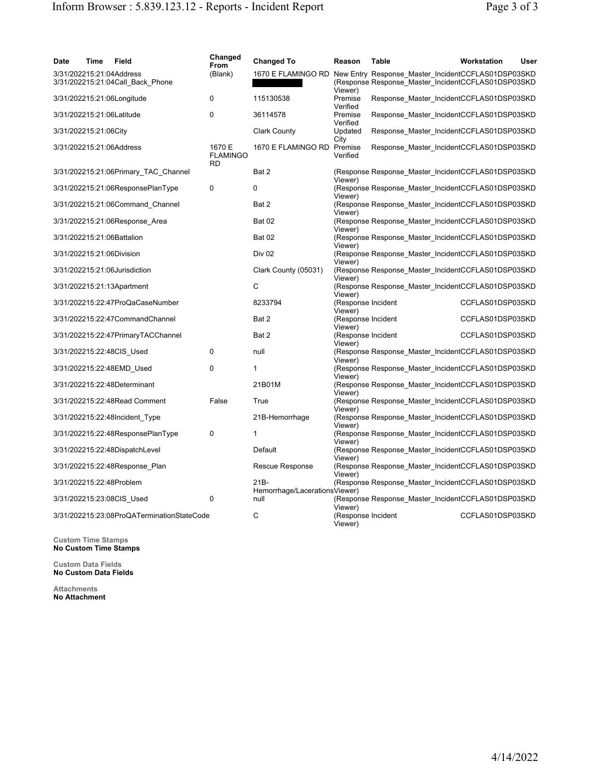| Date | Time | Field | Changed From | Changed To | Reason | Table | Workstation | User |
|---|---|---|---|---|---|---|---|---|
| 3/31/2022 | 15:21:04 | Address | (Blank) | 1670 E FLAMINGO RD | New Entry | Response_Master_Incident | CCFLAS01DSP03 | SKD |
| 3/31/2022 | 15:21:04 | Call_Back_Phone | | ████ | (Response Viewer) | Response_Master_Incident | CCFLAS01DSP03 | SKD |
| 3/31/2022 | 15:21:06 | Longitude | 0 | 115130538 | Premise Verified | Response_Master_Incident | CCFLAS01DSP03 | SKD |
| 3/31/2022 | 15:21:06 | Latitude | 0 | 36114578 | Premise Verified | Response_Master_Incident | CCFLAS01DSP03 | SKD |
| 3/31/2022 | 15:21:06 | City | | Clark County | Updated City | Response_Master_Incident | CCFLAS01DSP03 | SKD |
| 3/31/2022 | 15:21:06 | Address | 1670 E FLAMINGO RD | 1670 E FLAMINGO RD | Premise Verified | Response_Master_Incident | CCFLAS01DSP03 | SKD |
| 3/31/2022 | 15:21:06 | Primary_TAC_Channel | | Bat 2 | (Response Viewer) | Response_Master_Incident | CCFLAS01DSP03 | SKD |
| 3/31/2022 | 15:21:06 | ResponsePlanType | 0 | 0 | (Response Viewer) | Response_Master_Incident | CCFLAS01DSP03 | SKD |
| 3/31/2022 | 15:21:06 | Command_Channel | | Bat 2 | (Response Viewer) | Response_Master_Incident | CCFLAS01DSP03 | SKD |
| 3/31/2022 | 15:21:06 | Response_Area | | Bat 02 | (Response Viewer) | Response_Master_Incident | CCFLAS01DSP03 | SKD |
| 3/31/2022 | 15:21:06 | Battalion | | Bat 02 | (Response Viewer) | Response_Master_Incident | CCFLAS01DSP03 | SKD |
| 3/31/2022 | 15:21:06 | Division | | Div 02 | (Response Viewer) | Response_Master_Incident | CCFLAS01DSP03 | SKD |
| 3/31/2022 | 15:21:06 | Jurisdiction | | Clark County (05031) | (Response Viewer) | Response_Master_Incident | CCFLAS01DSP03 | SKD |
| 3/31/2022 | 15:21:13 | Apartment | | C | (Response Viewer) | Response_Master_Incident | CCFLAS01DSP03 | SKD |
| 3/31/2022 | 15:22:47 | ProQaCaseNumber | | 8233794 | (Response Viewer) | Incident | CCFLAS01DSP03 | SKD |
| 3/31/2022 | 15:22:47 | CommandChannel | | Bat 2 | (Response Viewer) | Incident | CCFLAS01DSP03 | SKD |
| 3/31/2022 | 15:22:47 | PrimaryTACChannel | | Bat 2 | (Response Viewer) | Incident | CCFLAS01DSP03 | SKD |
| 3/31/2022 | 15:22:48 | CIS_Used | 0 | null | (Response Viewer) | Response_Master_Incident | CCFLAS01DSP03 | SKD |
| 3/31/2022 | 15:22:48 | EMD_Used | 0 | 1 | (Response Viewer) | Response_Master_Incident | CCFLAS01DSP03 | SKD |
| 3/31/2022 | 15:22:48 | Determinant | | 21B01M | (Response Viewer) | Response_Master_Incident | CCFLAS01DSP03 | SKD |
| 3/31/2022 | 15:22:48 | Read Comment | False | True | (Response Viewer) | Response_Master_Incident | CCFLAS01DSP03 | SKD |
| 3/31/2022 | 15:22:48 | Incident_Type | | 21B-Hemorrhage | (Response Viewer) | Response_Master_Incident | CCFLAS01DSP03 | SKD |
| 3/31/2022 | 15:22:48 | ResponsePlanType | 0 | 1 | (Response Viewer) | Response_Master_Incident | CCFLAS01DSP03 | SKD |
| 3/31/2022 | 15:22:48 | DispatchLevel | | Default | (Response Viewer) | Response_Master_Incident | CCFLAS01DSP03 | SKD |
| 3/31/2022 | 15:22:48 | Response_Plan | | Rescue Response | (Response Viewer) | Response_Master_Incident | CCFLAS01DSP03 | SKD |
| 3/31/2022 | 15:22:48 | Problem | | 21B-Hemorrhage/Lacerations | (Response Viewer) | Response_Master_Incident | CCFLAS01DSP03 | SKD |
| 3/31/2022 | 15:23:08 | CIS_Used | 0 | null | (Response Viewer) | Response_Master_Incident | CCFLAS01DSP03 | SKD |
| 3/31/2022 | 15:23:08 | ProQATerminationStateCode | | C | (Response Viewer) | Incident | CCFLAS01DSP03 | SKD |

**Custom Time Stamps**
**No Custom Time Stamps**

**Custom Data Fields**
**No Custom Data Fields**

**Attachments**
**No Attachment**